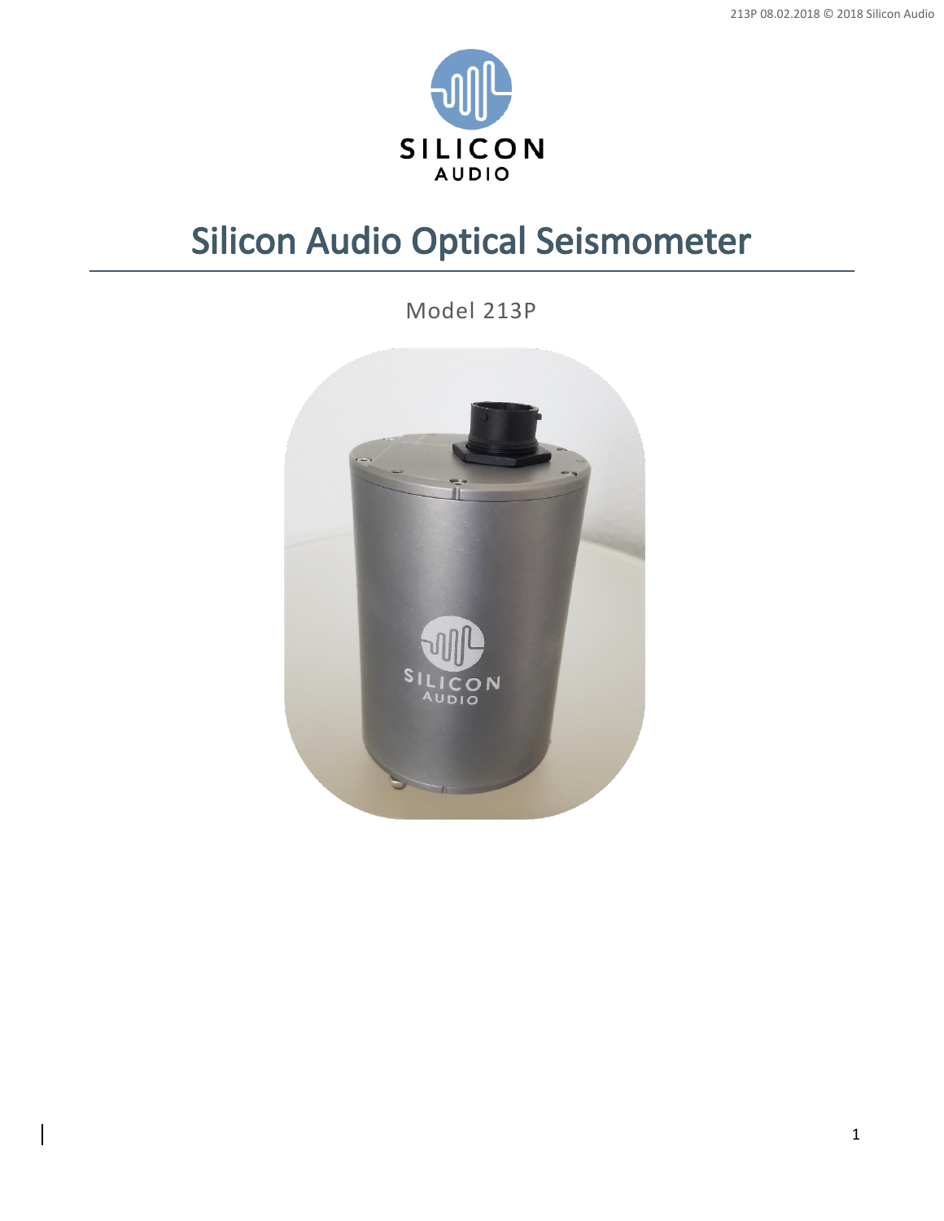# Silicon Audio Optical Seismometer

Model 213P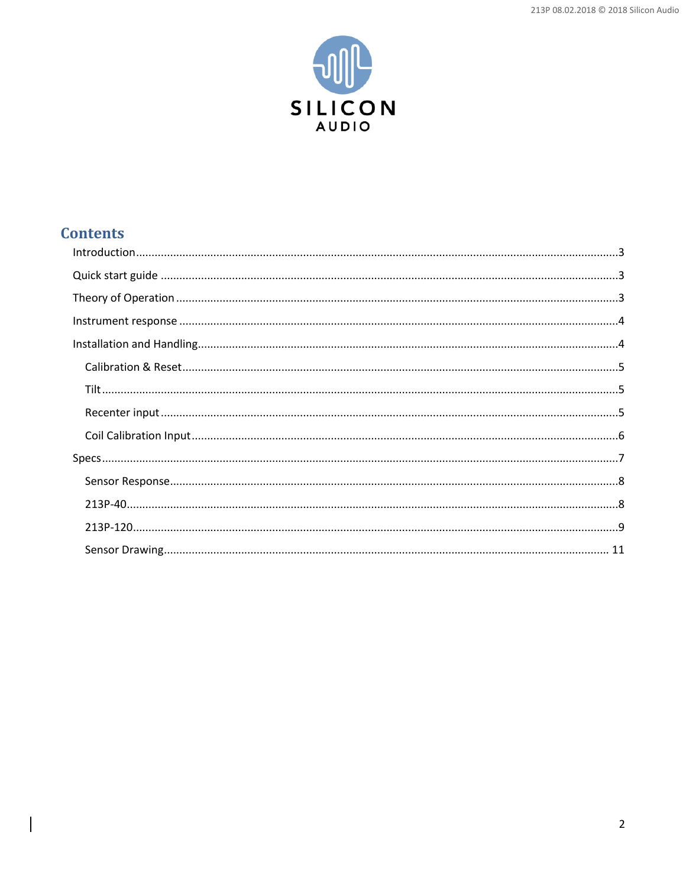SILICON AUDIO

# Contents

- Introduction ........ 3
- Quick start guide ........ 3
- Theory of Operation ........ 3
- Instrument response ........ 4
- Installation and Handling ........ 4
  - Calibration & Reset ........ 5
  - Tilt ........ 5
  - Recenter input ........ 5
  - Coil Calibration Input ........ 6
- Specs ........ 7
  - Sensor Response ........ 8
  - 213P-40 ........ 8
  - 213P-120 ........ 9
  - Sensor Drawing ........ 11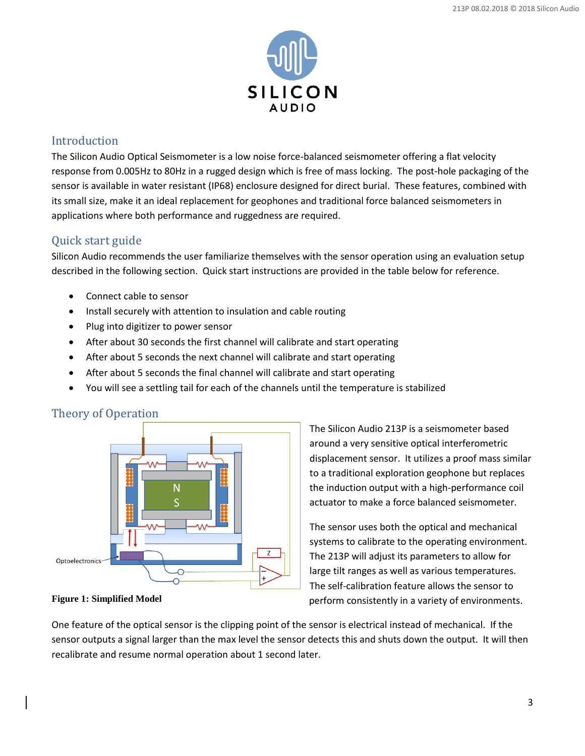## Introduction

The Silicon Audio Optical Seismometer is a low noise force-balanced seismometer offering a flat velocity response from 0.005Hz to 80Hz in a rugged design which is free of mass locking. The post-hole packaging of the sensor is available in water resistant (IP68) enclosure designed for direct burial. These features, combined with its small size, make it an ideal replacement for geophones and traditional force balanced seismometers in applications where both performance and ruggedness are required.

## Quick start guide

Silicon Audio recommends the user familiarize themselves with the sensor operation using an evaluation setup described in the following section. Quick start instructions are provided in the table below for reference.

- Connect cable to sensor
- Install securely with attention to insulation and cable routing
- Plug into digitizer to power sensor
- After about 30 seconds the first channel will calibrate and start operating
- After about 5 seconds the next channel will calibrate and start operating
- After about 5 seconds the final channel will calibrate and start operating
- You will see a settling tail for each of the channels until the temperature is stabilized

## Theory of Operation

Optoelectronics

**Figure 1: Simplified Model**

The Silicon Audio 213P is a seismometer based around a very sensitive optical interferometric displacement sensor. It utilizes a proof mass similar to a traditional exploration geophone but replaces the induction output with a high-performance coil actuator to make a force balanced seismometer.

The sensor uses both the optical and mechanical systems to calibrate to the operating environment. The 213P will adjust its parameters to allow for large tilt ranges as well as various temperatures. The self-calibration feature allows the sensor to perform consistently in a variety of environments.

One feature of the optical sensor is the clipping point of the sensor is electrical instead of mechanical. If the sensor outputs a signal larger than the max level the sensor detects this and shuts down the output. It will then recalibrate and resume normal operation about 1 second later.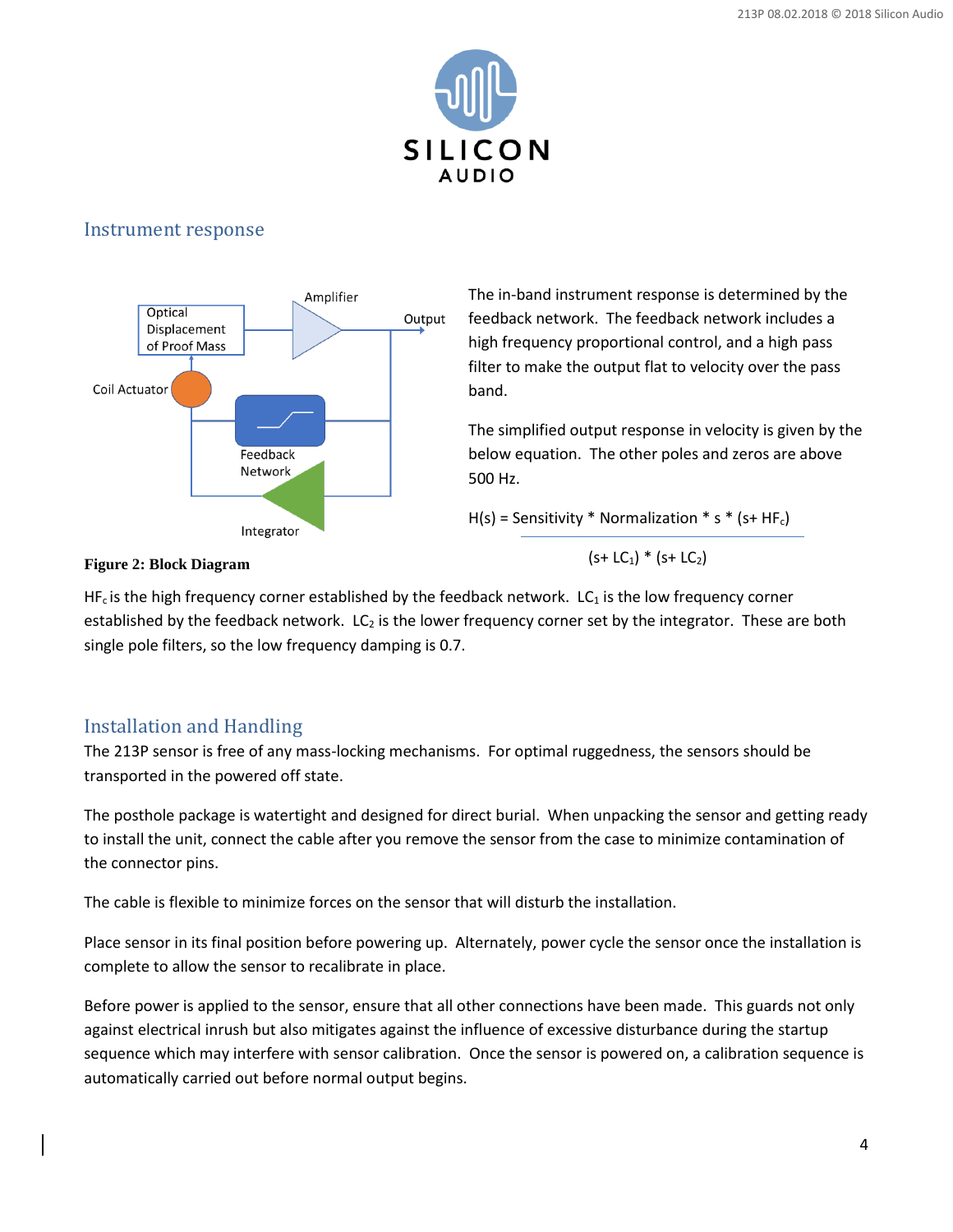## Instrument response

Figure 2: Block Diagram

The in-band instrument response is determined by the feedback network. The feedback network includes a high frequency proportional control, and a high pass filter to make the output flat to velocity over the pass band.

The simplified output response in velocity is given by the below equation. The other poles and zeros are above 500 Hz.

$$H(s) = \frac{\text{Sensitivity} * \text{Normalization} * s * (s + HF_c)}{(s + LC_1) * (s + LC_2)}$$

$HF_c$ is the high frequency corner established by the feedback network. $LC_1$ is the low frequency corner established by the feedback network. $LC_2$ is the lower frequency corner set by the integrator. These are both single pole filters, so the low frequency damping is 0.7.

## Installation and Handling

The 213P sensor is free of any mass-locking mechanisms. For optimal ruggedness, the sensors should be transported in the powered off state.

The posthole package is watertight and designed for direct burial. When unpacking the sensor and getting ready to install the unit, connect the cable after you remove the sensor from the case to minimize contamination of the connector pins.

The cable is flexible to minimize forces on the sensor that will disturb the installation.

Place sensor in its final position before powering up. Alternately, power cycle the sensor once the installation is complete to allow the sensor to recalibrate in place.

Before power is applied to the sensor, ensure that all other connections have been made. This guards not only against electrical inrush but also mitigates against the influence of excessive disturbance during the startup sequence which may interfere with sensor calibration. Once the sensor is powered on, a calibration sequence is automatically carried out before normal output begins.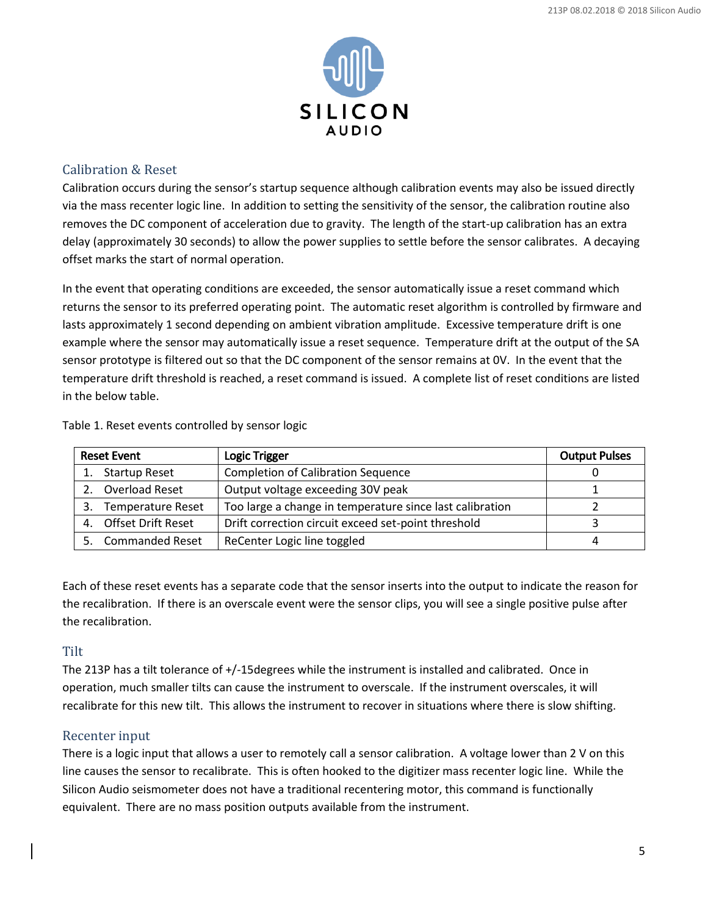## Calibration & Reset

Calibration occurs during the sensor's startup sequence although calibration events may also be issued directly via the mass recenter logic line. In addition to setting the sensitivity of the sensor, the calibration routine also removes the DC component of acceleration due to gravity. The length of the start-up calibration has an extra delay (approximately 30 seconds) to allow the power supplies to settle before the sensor calibrates. A decaying offset marks the start of normal operation.

In the event that operating conditions are exceeded, the sensor automatically issue a reset command which returns the sensor to its preferred operating point. The automatic reset algorithm is controlled by firmware and lasts approximately 1 second depending on ambient vibration amplitude. Excessive temperature drift is one example where the sensor may automatically issue a reset sequence. Temperature drift at the output of the SA sensor prototype is filtered out so that the DC component of the sensor remains at 0V. In the event that the temperature drift threshold is reached, a reset command is issued. A complete list of reset conditions are listed in the below table.

Table 1. Reset events controlled by sensor logic

| Reset Event | Logic Trigger | Output Pulses |
|---|---|---|
| 1. Startup Reset | Completion of Calibration Sequence | 0 |
| 2. Overload Reset | Output voltage exceeding 30V peak | 1 |
| 3. Temperature Reset | Too large a change in temperature since last calibration | 2 |
| 4. Offset Drift Reset | Drift correction circuit exceed set-point threshold | 3 |
| 5. Commanded Reset | ReCenter Logic line toggled | 4 |

Each of these reset events has a separate code that the sensor inserts into the output to indicate the reason for the recalibration. If there is an overscale event were the sensor clips, you will see a single positive pulse after the recalibration.

## Tilt

The 213P has a tilt tolerance of +/-15degrees while the instrument is installed and calibrated. Once in operation, much smaller tilts can cause the instrument to overscale. If the instrument overscales, it will recalibrate for this new tilt. This allows the instrument to recover in situations where there is slow shifting.

## Recenter input

There is a logic input that allows a user to remotely call a sensor calibration. A voltage lower than 2 V on this line causes the sensor to recalibrate. This is often hooked to the digitizer mass recenter logic line. While the Silicon Audio seismometer does not have a traditional recentering motor, this command is functionally equivalent. There are no mass position outputs available from the instrument.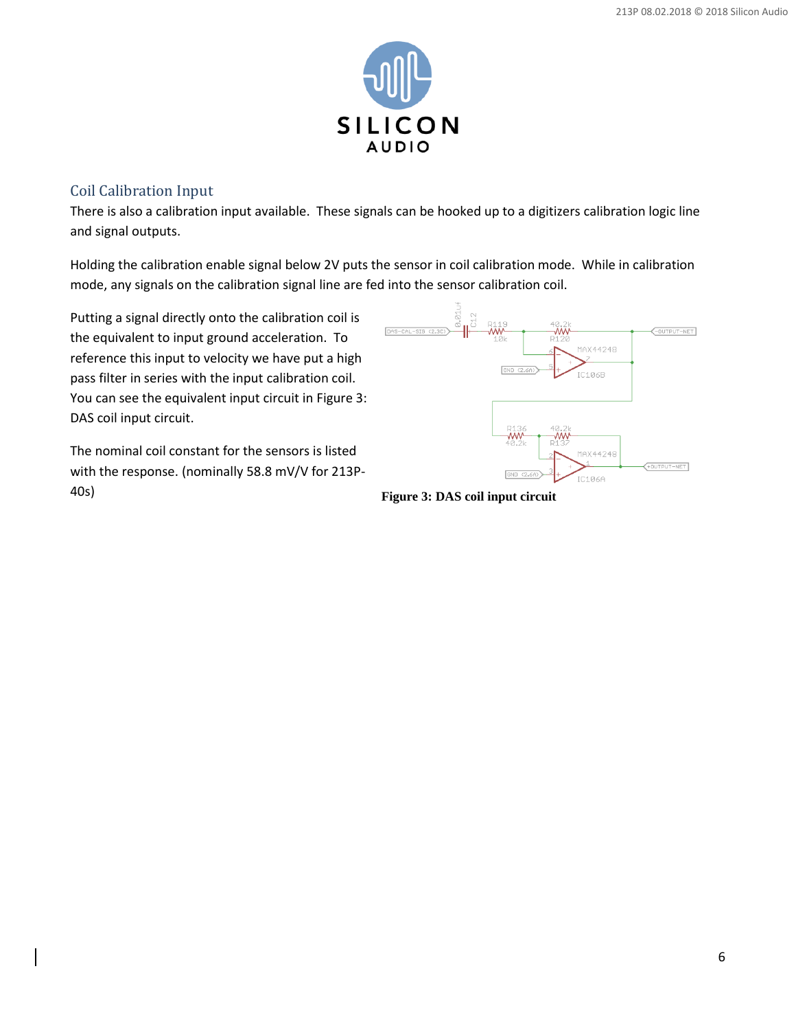## Coil Calibration Input

There is also a calibration input available. These signals can be hooked up to a digitizers calibration logic line and signal outputs.

Holding the calibration enable signal below 2V puts the sensor in coil calibration mode. While in calibration mode, any signals on the calibration signal line are fed into the sensor calibration coil.

Putting a signal directly onto the calibration coil is the equivalent to input ground acceleration. To reference this input to velocity we have put a high pass filter in series with the input calibration coil. You can see the equivalent input circuit in Figure 3: DAS coil input circuit.

The nominal coil constant for the sensors is listed with the response. (nominally 58.8 mV/V for 213P-40s)

**Figure 3: DAS coil input circuit**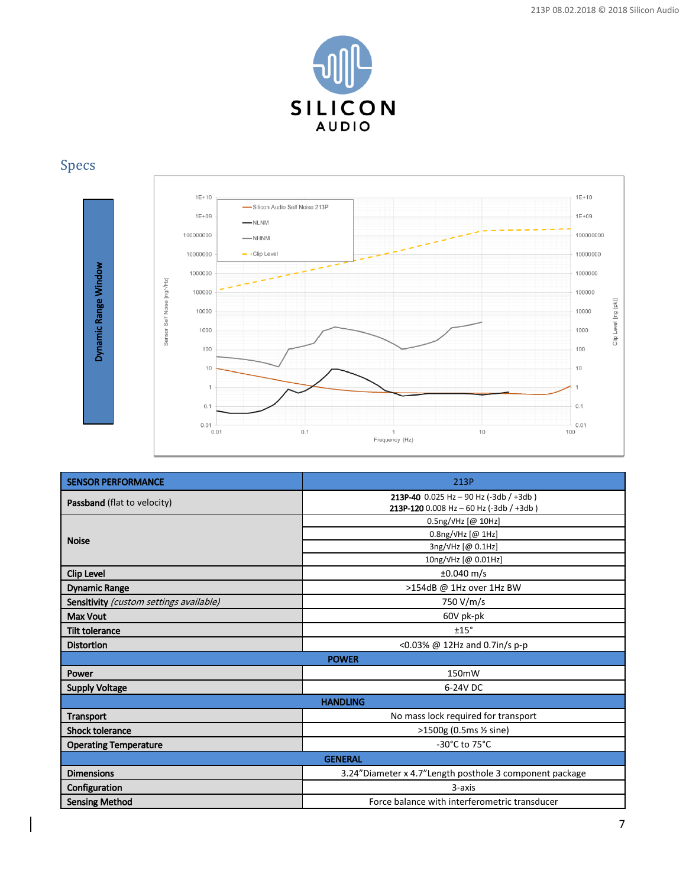## Specs

| SENSOR PERFORMANCE | 213P |
|---|---|
| **Passband** (flat to velocity) | **213P-40** 0.025 Hz – 90 Hz (-3db / +3db )<br>**213P-120** 0.008 Hz – 60 Hz (-3db / +3db ) |
| **Noise** | 0.5ng/√Hz [@ 10Hz] |
| | 0.8ng/√Hz [@ 1Hz] |
| | 3ng/√Hz [@ 0.1Hz] |
| | 10ng/√Hz [@ 0.01Hz] |
| **Clip Level** | ±0.040 m/s |
| **Dynamic Range** | >154dB @ 1Hz over 1Hz BW |
| **Sensitivity** *(custom settings available)* | 750 V/m/s |
| **Max Vout** | 60V pk-pk |
| **Tilt tolerance** | ±15° |
| **Distortion** | <0.03% @ 12Hz and 0.7in/s p-p |
| **POWER** | |
| **Power** | 150mW |
| **Supply Voltage** | 6-24V DC |
| **HANDLING** | |
| **Transport** | No mass lock required for transport |
| **Shock tolerance** | >1500g (0.5ms ½ sine) |
| **Operating Temperature** | -30°C to 75°C |
| **GENERAL** | |
| **Dimensions** | 3.24"Diameter x 4.7"Length posthole 3 component package |
| **Configuration** | 3-axis |
| **Sensing Method** | Force balance with interferometric transducer |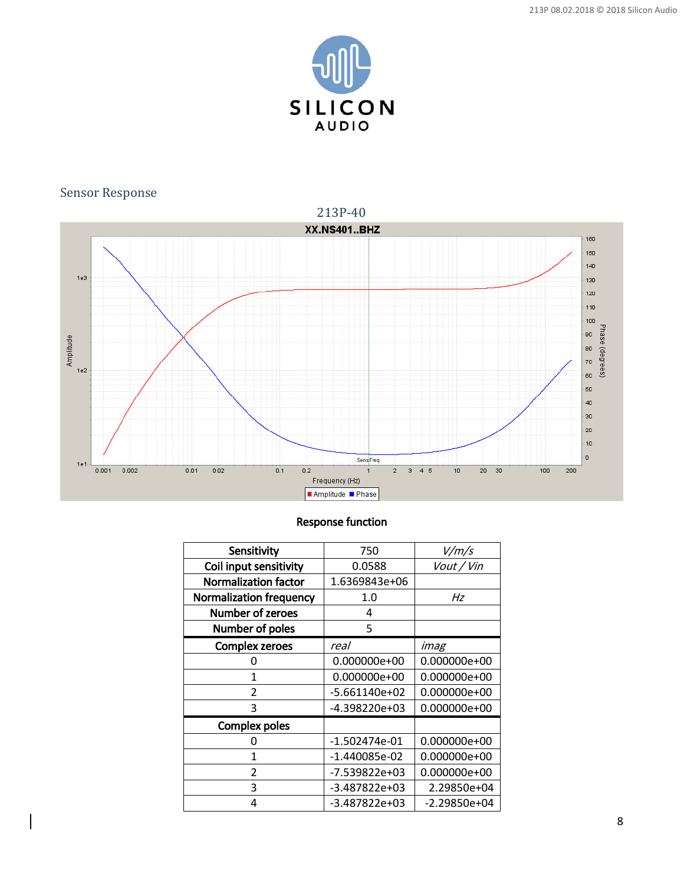## Sensor Response

213P-40

Response function

| Sensitivity | 750 | *V/m/s* |
|---|---|---|
| Coil input sensitivity | 0.0588 | *Vout / Vin* |
| Normalization factor | 1.6369843e+06 | |
| Normalization frequency | 1.0 | *Hz* |
| Number of zeroes | 4 | |
| Number of poles | 5 | |
| **Complex zeroes** | *real* | *imag* |
| 0 | 0.000000e+00 | 0.000000e+00 |
| 1 | 0.000000e+00 | 0.000000e+00 |
| 2 | -5.661140e+02 | 0.000000e+00 |
| 3 | -4.398220e+03 | 0.000000e+00 |
| **Complex poles** | | |
| 0 | -1.502474e-01 | 0.000000e+00 |
| 1 | -1.440085e-02 | 0.000000e+00 |
| 2 | -7.539822e+03 | 0.000000e+00 |
| 3 | -3.487822e+03 | 2.29850e+04 |
| 4 | -3.487822e+03 | -2.29850e+04 |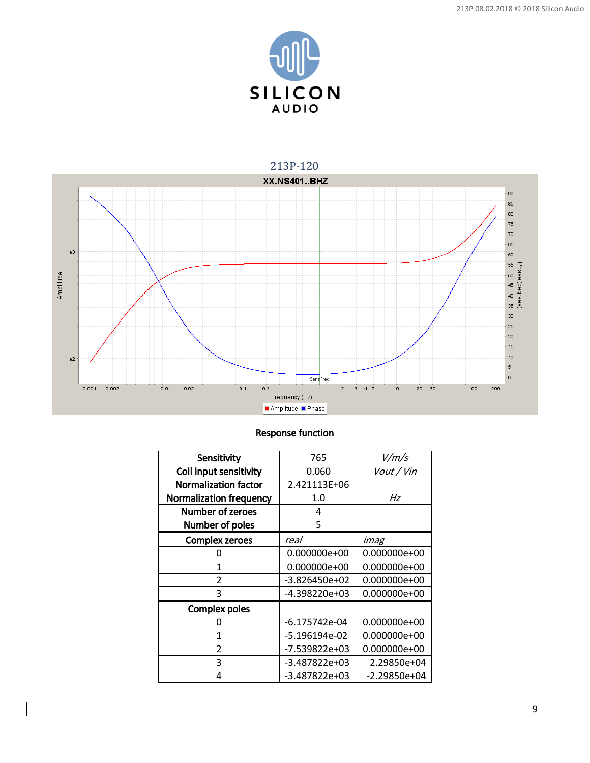## 213P-120

**XX.NS401..BHZ**

Response function

| Sensitivity | 765 | *V/m/s* |
|---|---|---|
| Coil input sensitivity | 0.060 | *Vout / Vin* |
| Normalization factor | 2.421113E+06 | |
| Normalization frequency | 1.0 | *Hz* |
| Number of zeroes | 4 | |
| Number of poles | 5 | |
| **Complex zeroes** | *real* | *imag* |
| 0 | 0.000000e+00 | 0.000000e+00 |
| 1 | 0.000000e+00 | 0.000000e+00 |
| 2 | -3.826450e+02 | 0.000000e+00 |
| 3 | -4.398220e+03 | 0.000000e+00 |
| **Complex poles** | | |
| 0 | -6.175742e-04 | 0.000000e+00 |
| 1 | -5.196194e-02 | 0.000000e+00 |
| 2 | -7.539822e+03 | 0.000000e+00 |
| 3 | -3.487822e+03 | 2.29850e+04 |
| 4 | -3.487822e+03 | -2.29850e+04 |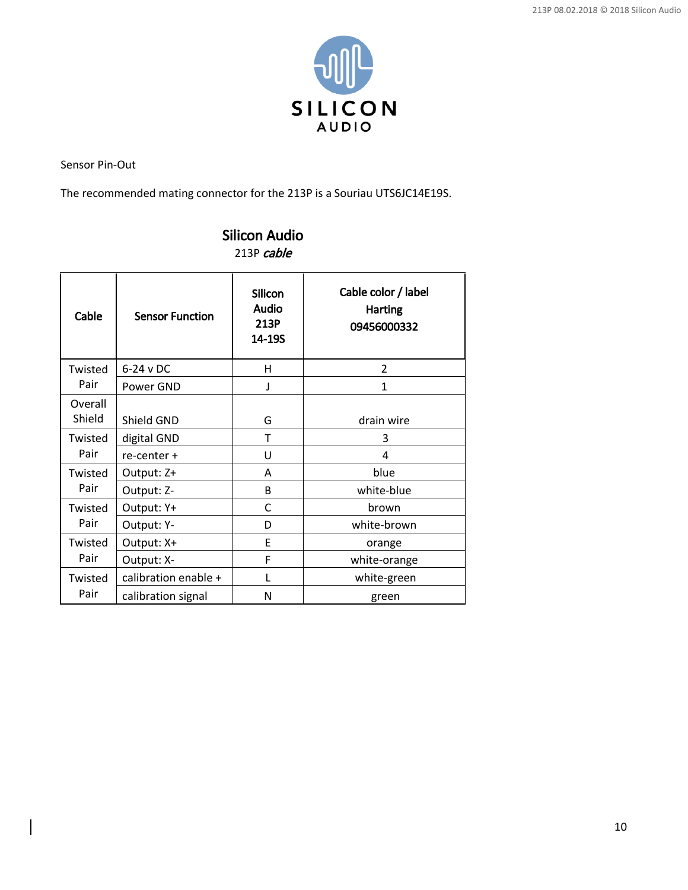Sensor Pin-Out

The recommended mating connector for the 213P is a Souriau UTS6JC14E19S.

**Silicon Audio**

213P ***cable***

| Cable | Sensor Function | Silicon Audio 213P 14-19S | Cable color / label Harting 09456000332 |
|---|---|---|---|
| Twisted Pair | 6-24 v DC | H | 2 |
| | Power GND | J | 1 |
| Overall Shield | Shield GND | G | drain wire |
| Twisted Pair | digital GND | T | 3 |
| | re-center + | U | 4 |
| Twisted Pair | Output: Z+ | A | blue |
| | Output: Z- | B | white-blue |
| Twisted Pair | Output: Y+ | C | brown |
| | Output: Y- | D | white-brown |
| Twisted Pair | Output: X+ | E | orange |
| | Output: X- | F | white-orange |
| Twisted Pair | calibration enable + | L | white-green |
| | calibration signal | N | green |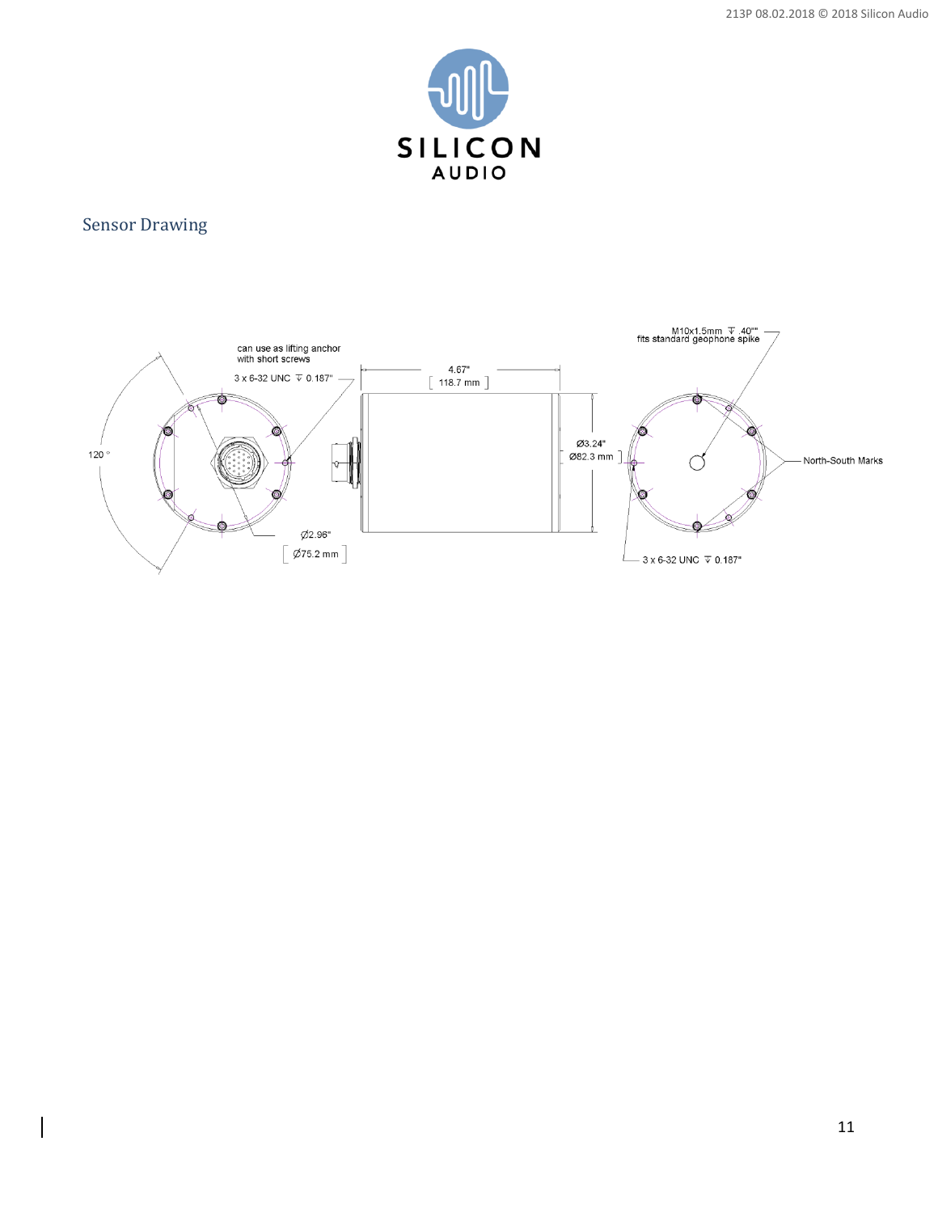## Sensor Drawing

can use as lifting anchor
with short screws

3 x 6-32 UNC ⊽ 0.187"

120 °

Ø2.96"

[ Ø75.2 mm ]

4.67"

[ 118.7 mm ]

Ø3.24"

Ø82.3 mm

M10x1.5mm ⊽ .40""
fits standard geophone spike

North-South Marks

3 x 6-32 UNC ⊽ 0.187"